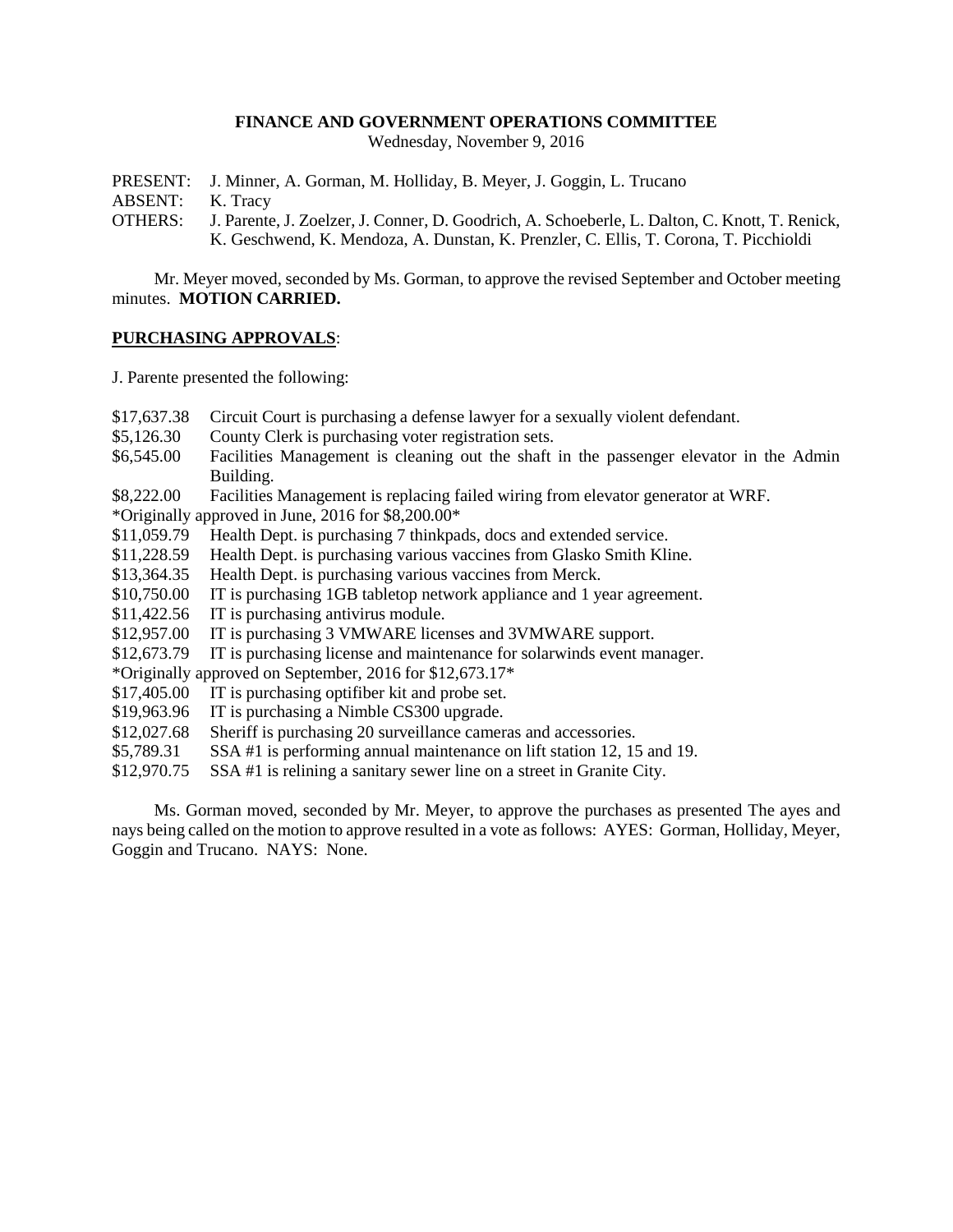**FINANCE AND GOVERNMENT OPERATIONS COMMITTEE**
Wednesday, November 9, 2016

PRESENT: J. Minner, A. Gorman, M. Holliday, B. Meyer, J. Goggin, L. Trucano
ABSENT: K. Tracy
OTHERS: J. Parente, J. Zoelzer, J. Conner, D. Goodrich, A. Schoeberle, L. Dalton, C. Knott, T. Renick, K. Geschwend, K. Mendoza, A. Dunstan, K. Prenzler, C. Ellis, T. Corona, T. Picchioldi

Mr. Meyer moved, seconded by Ms. Gorman, to approve the revised September and October meeting minutes. **MOTION CARRIED.**

**PURCHASING APPROVALS**:

J. Parente presented the following:

$17,637.38 Circuit Court is purchasing a defense lawyer for a sexually violent defendant.
$5,126.30 County Clerk is purchasing voter registration sets.
$6,545.00 Facilities Management is cleaning out the shaft in the passenger elevator in the Admin Building.
$8,222.00 Facilities Management is replacing failed wiring from elevator generator at WRF.
*Originally approved in June, 2016 for $8,200.00*
$11,059.79 Health Dept. is purchasing 7 thinkpads, docs and extended service.
$11,228.59 Health Dept. is purchasing various vaccines from Glasko Smith Kline.
$13,364.35 Health Dept. is purchasing various vaccines from Merck.
$10,750.00 IT is purchasing 1GB tabletop network appliance and 1 year agreement.
$11,422.56 IT is purchasing antivirus module.
$12,957.00 IT is purchasing 3 VMWARE licenses and 3VMWARE support.
$12,673.79 IT is purchasing license and maintenance for solarwinds event manager.
*Originally approved on September, 2016 for $12,673.17*
$17,405.00 IT is purchasing optifiber kit and probe set.
$19,963.96 IT is purchasing a Nimble CS300 upgrade.
$12,027.68 Sheriff is purchasing 20 surveillance cameras and accessories.
$5,789.31 SSA #1 is performing annual maintenance on lift station 12, 15 and 19.
$12,970.75 SSA #1 is relining a sanitary sewer line on a street in Granite City.

Ms. Gorman moved, seconded by Mr. Meyer, to approve the purchases as presented The ayes and nays being called on the motion to approve resulted in a vote as follows: AYES: Gorman, Holliday, Meyer, Goggin and Trucano. NAYS: None.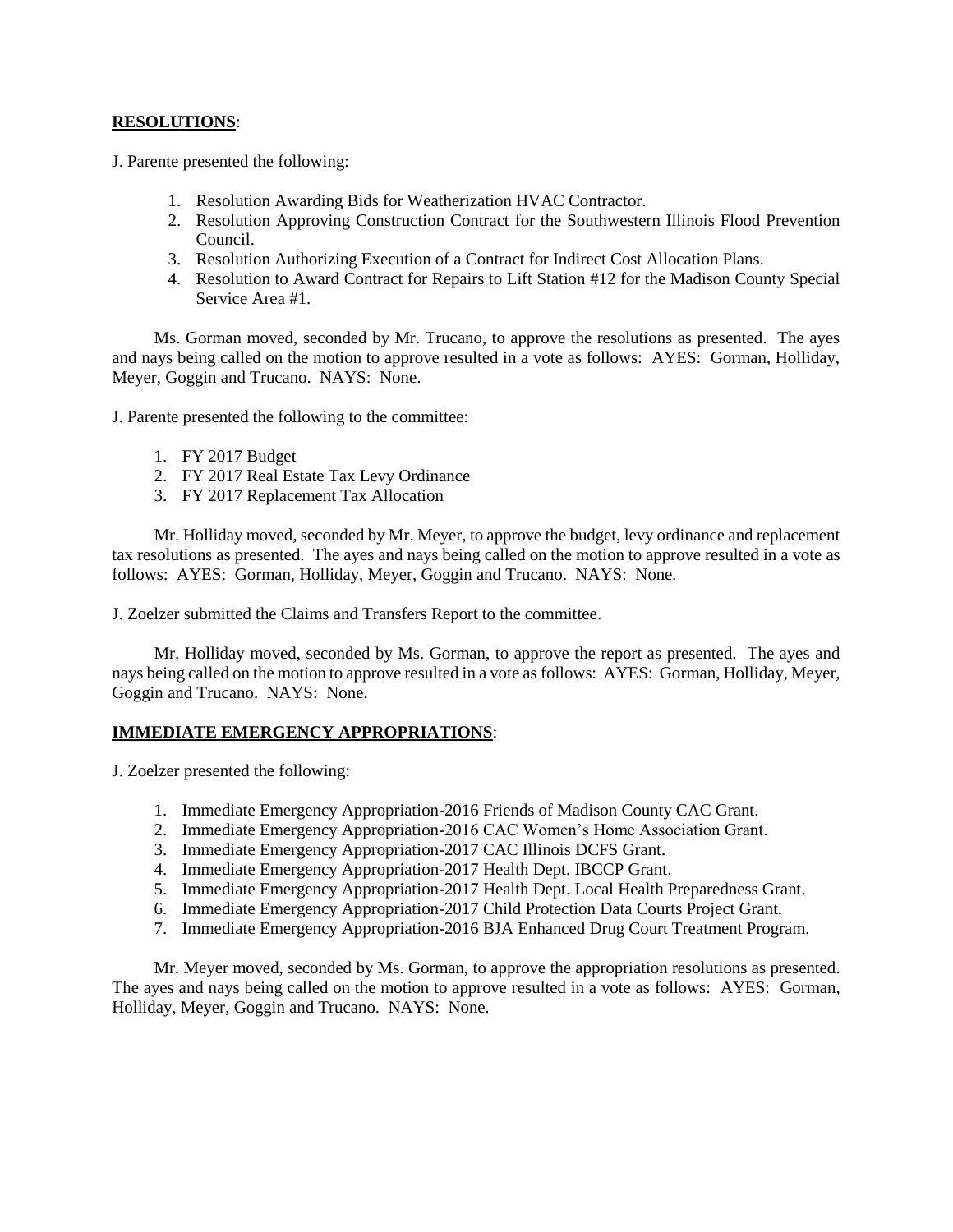**<u>RESOLUTIONS</u>**:

J. Parente presented the following:

1. Resolution Awarding Bids for Weatherization HVAC Contractor.
2. Resolution Approving Construction Contract for the Southwestern Illinois Flood Prevention Council.
3. Resolution Authorizing Execution of a Contract for Indirect Cost Allocation Plans.
4. Resolution to Award Contract for Repairs to Lift Station #12 for the Madison County Special Service Area #1.

Ms. Gorman moved, seconded by Mr. Trucano, to approve the resolutions as presented. The ayes and nays being called on the motion to approve resulted in a vote as follows: AYES: Gorman, Holliday, Meyer, Goggin and Trucano. NAYS: None.

J. Parente presented the following to the committee:

1. FY 2017 Budget
2. FY 2017 Real Estate Tax Levy Ordinance
3. FY 2017 Replacement Tax Allocation

Mr. Holliday moved, seconded by Mr. Meyer, to approve the budget, levy ordinance and replacement tax resolutions as presented. The ayes and nays being called on the motion to approve resulted in a vote as follows: AYES: Gorman, Holliday, Meyer, Goggin and Trucano. NAYS: None.

J. Zoelzer submitted the Claims and Transfers Report to the committee.

Mr. Holliday moved, seconded by Ms. Gorman, to approve the report as presented. The ayes and nays being called on the motion to approve resulted in a vote as follows: AYES: Gorman, Holliday, Meyer, Goggin and Trucano. NAYS: None.

**<u>IMMEDIATE EMERGENCY APPROPRIATIONS</u>**:

J. Zoelzer presented the following:

1. Immediate Emergency Appropriation-2016 Friends of Madison County CAC Grant.
2. Immediate Emergency Appropriation-2016 CAC Women's Home Association Grant.
3. Immediate Emergency Appropriation-2017 CAC Illinois DCFS Grant.
4. Immediate Emergency Appropriation-2017 Health Dept. IBCCP Grant.
5. Immediate Emergency Appropriation-2017 Health Dept. Local Health Preparedness Grant.
6. Immediate Emergency Appropriation-2017 Child Protection Data Courts Project Grant.
7. Immediate Emergency Appropriation-2016 BJA Enhanced Drug Court Treatment Program.

Mr. Meyer moved, seconded by Ms. Gorman, to approve the appropriation resolutions as presented. The ayes and nays being called on the motion to approve resulted in a vote as follows: AYES: Gorman, Holliday, Meyer, Goggin and Trucano. NAYS: None.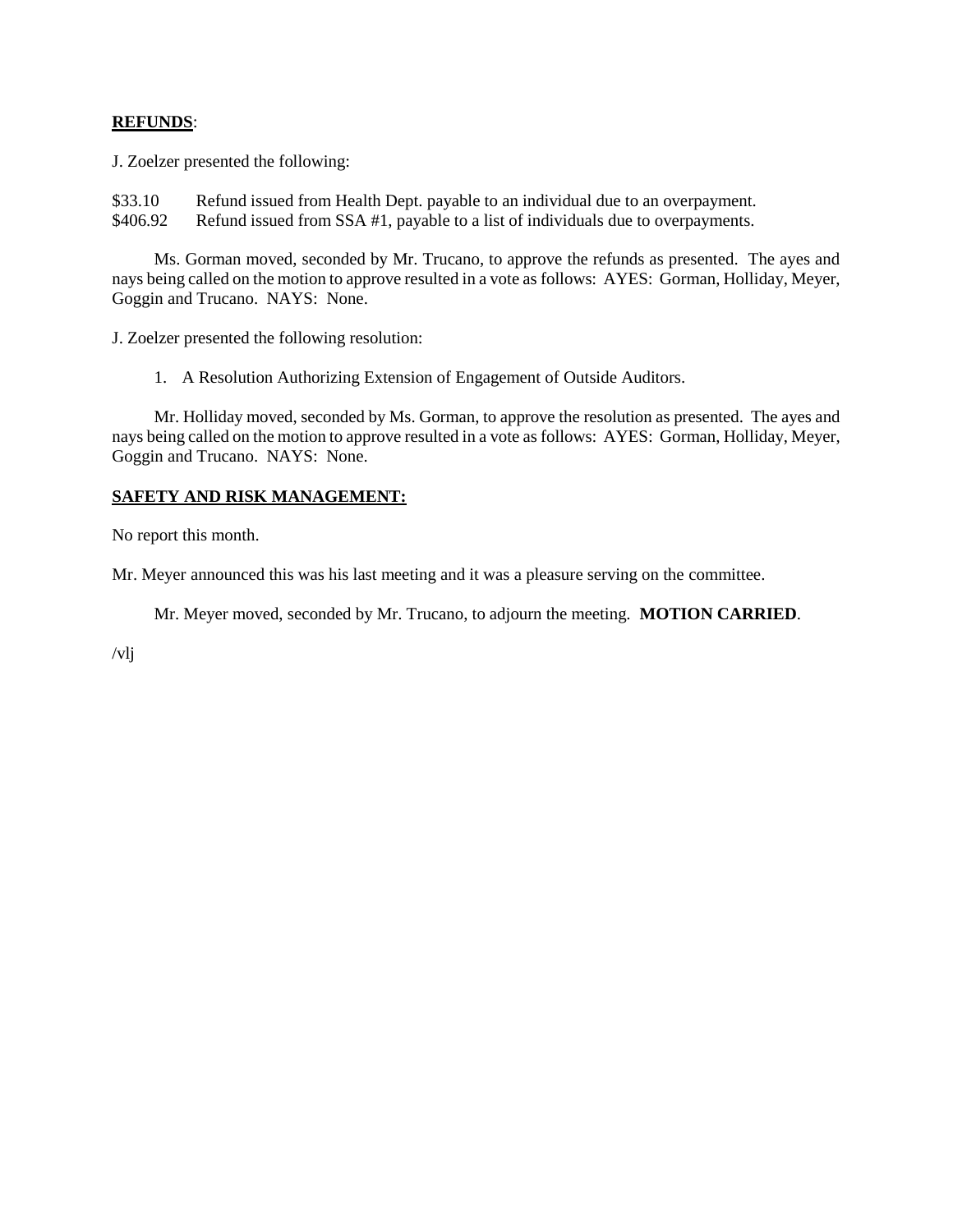**REFUNDS**:

J. Zoelzer presented the following:

$33.10 Refund issued from Health Dept. payable to an individual due to an overpayment.
$406.92 Refund issued from SSA #1, payable to a list of individuals due to overpayments.

Ms. Gorman moved, seconded by Mr. Trucano, to approve the refunds as presented. The ayes and nays being called on the motion to approve resulted in a vote as follows: AYES: Gorman, Holliday, Meyer, Goggin and Trucano. NAYS: None.

J. Zoelzer presented the following resolution:

1. A Resolution Authorizing Extension of Engagement of Outside Auditors.

Mr. Holliday moved, seconded by Ms. Gorman, to approve the resolution as presented. The ayes and nays being called on the motion to approve resulted in a vote as follows: AYES: Gorman, Holliday, Meyer, Goggin and Trucano. NAYS: None.

**SAFETY AND RISK MANAGEMENT:**

No report this month.

Mr. Meyer announced this was his last meeting and it was a pleasure serving on the committee.

Mr. Meyer moved, seconded by Mr. Trucano, to adjourn the meeting. **MOTION CARRIED**.

/vlj